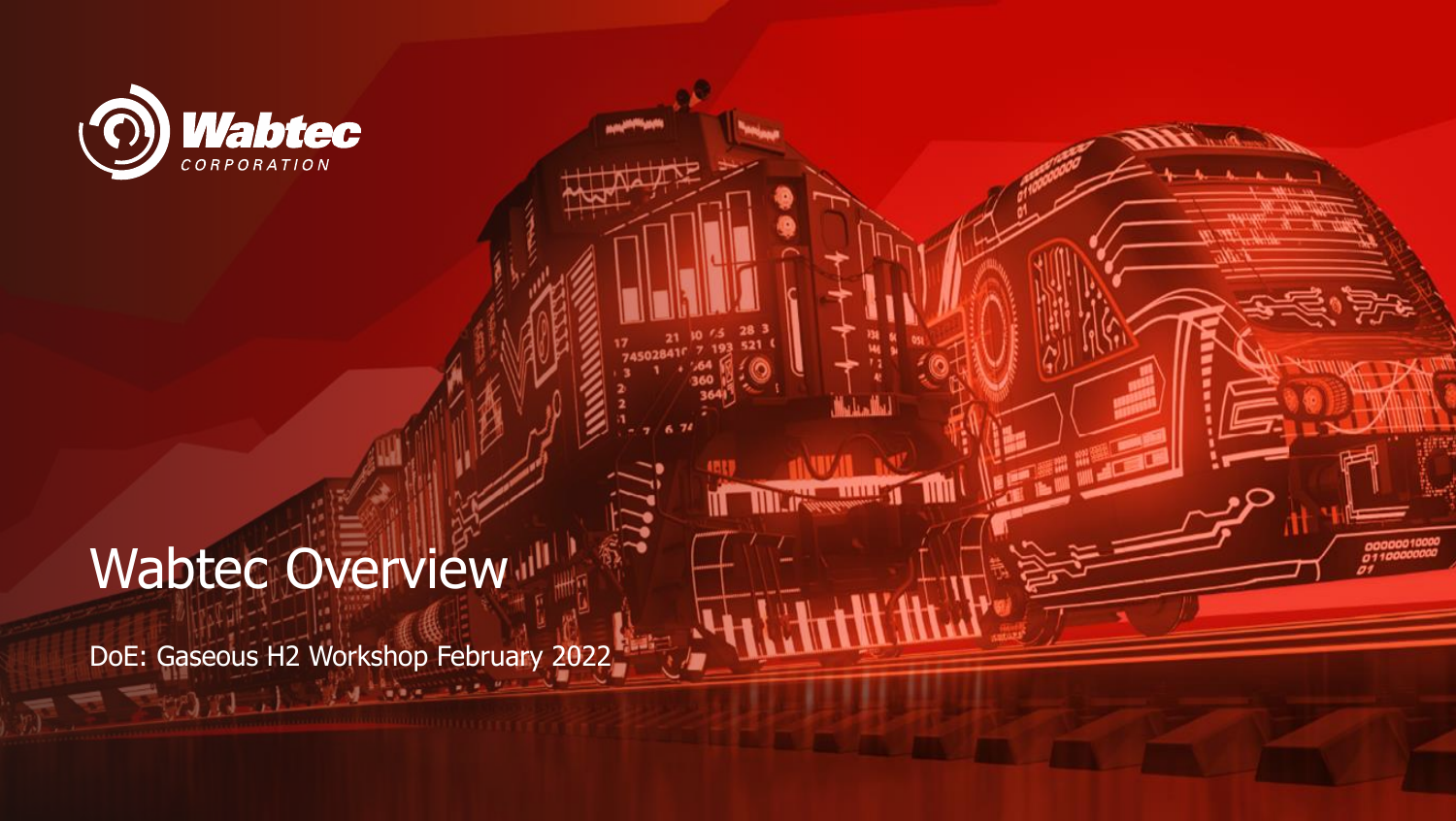Wabtec CORPORATION

# Wabtec Overview

DoE: Gaseous H2 Workshop February 2022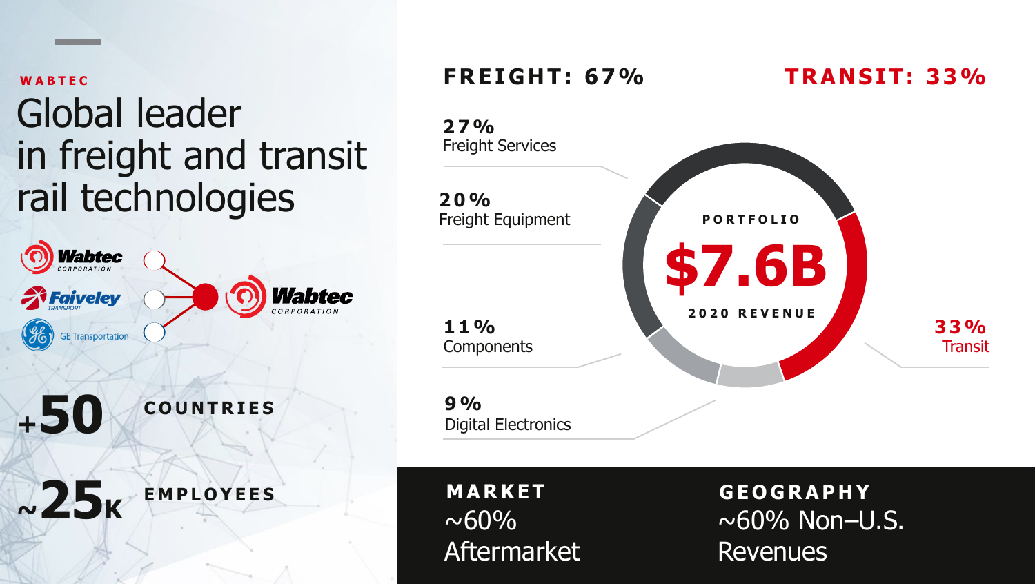WABTEC

# Global leader in freight and transit rail technologies

Wabtec Corporation + Faiveley Transport + GE Transportation → Wabtec Corporation

**+50** COUNTRIES

**~25K** EMPLOYEES

## FREIGHT: 67%

## TRANSIT: 33%

PORTFOLIO

**$7.6B**

2020 REVENUE

- **27%** Freight Services
- **20%** Freight Equipment
- **11%** Components
- **9%** Digital Electronics
- **33%** Transit

**MARKET**
~60% Aftermarket

**GEOGRAPHY**
~60% Non–U.S. Revenues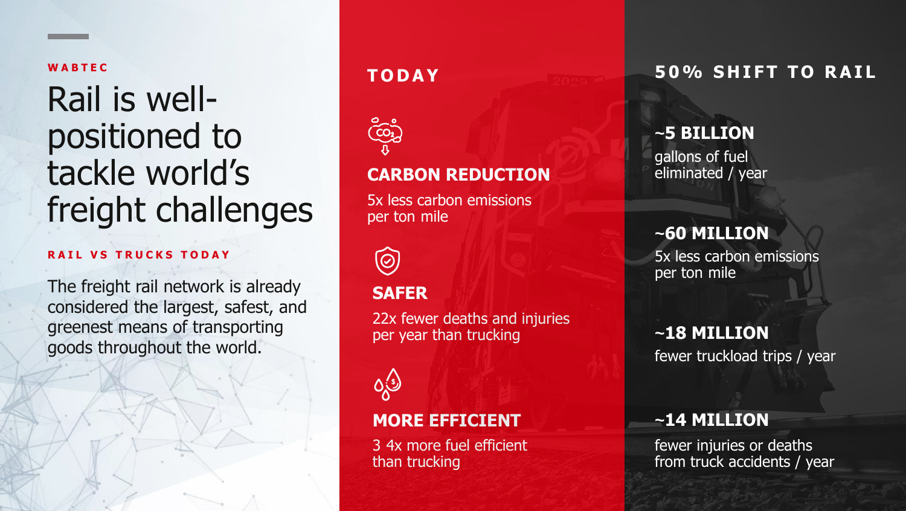**WABTEC**

# Rail is well-positioned to tackle world's freight challenges

**RAIL VS TRUCKS TODAY**

The freight rail network is already considered the largest, safest, and greenest means of transporting goods throughout the world.

## TODAY

### CARBON REDUCTION

5x less carbon emissions per ton mile

### SAFER

22x fewer deaths and injuries per year than trucking

### MORE EFFICIENT

3 4x more fuel efficient than trucking

## 50% SHIFT TO RAIL

**~5 BILLION**
gallons of fuel eliminated / year

**~60 MILLION**
5x less carbon emissions per ton mile

**~18 MILLION**
fewer truckload trips / year

**~14 MILLION**
fewer injuries or deaths from truck accidents / year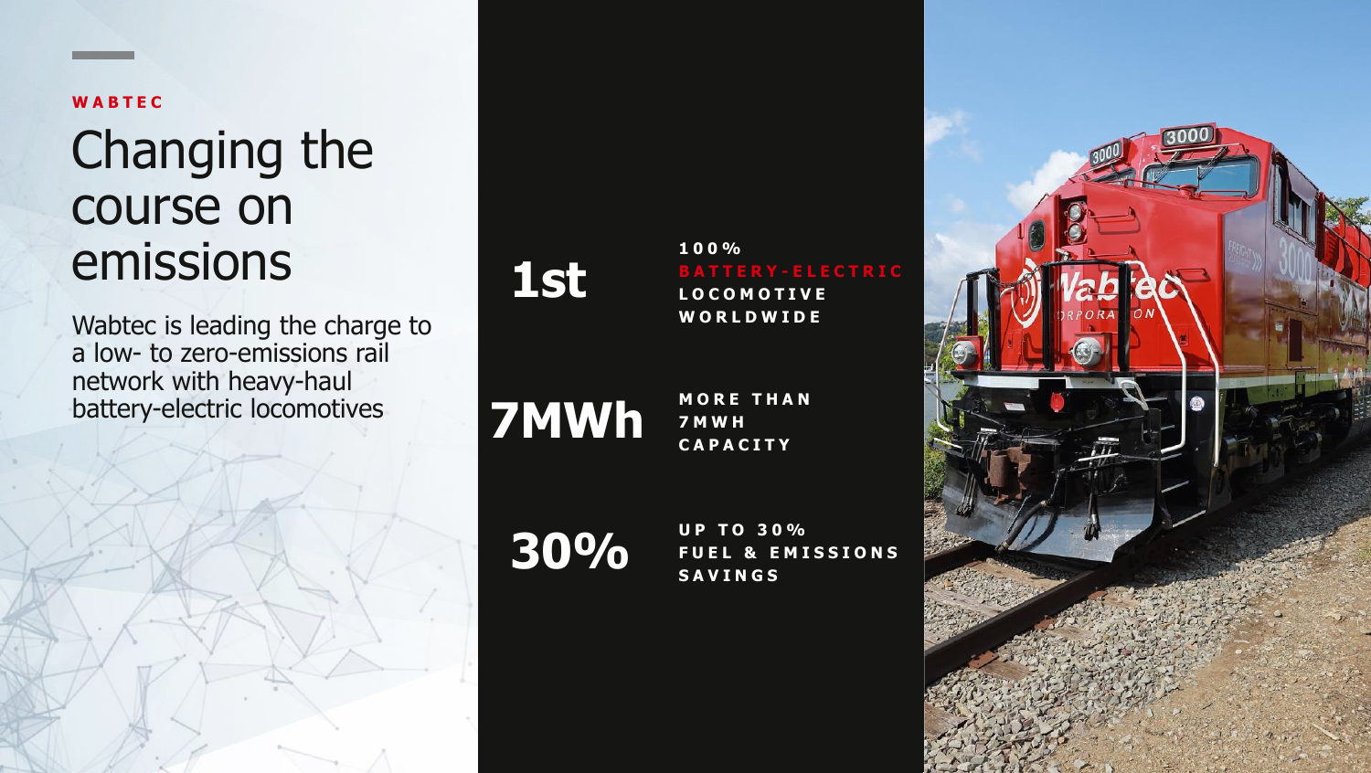WABTEC

# Changing the course on emissions

Wabtec is leading the charge to a low- to zero-emissions rail network with heavy-haul battery-electric locomotives

**1st**

100% BATTERY-ELECTRIC LOCOMOTIVE WORLDWIDE

**7MWh**

MORE THAN 7MWH CAPACITY

**30%**

UP TO 30% FUEL & EMISSIONS SAVINGS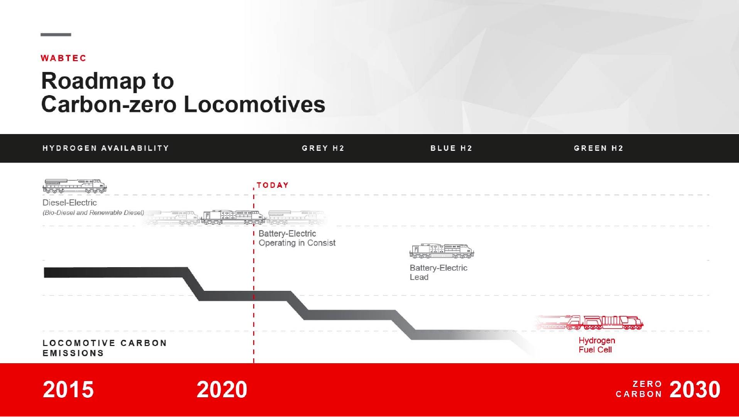WABTEC

# Roadmap to Carbon-zero Locomotives

HYDROGEN AVAILABILITY — GREY H2 — BLUE H2 — GREEN H2

TODAY

Diesel-Electric
*(Bio-Diesel and Renewable Diesel)*

Battery-Electric Operating in Consist

Battery-Electric Lead

Hydrogen Fuel Cell

LOCOMOTIVE CARBON EMISSIONS

2015

2020

ZERO CARBON 2030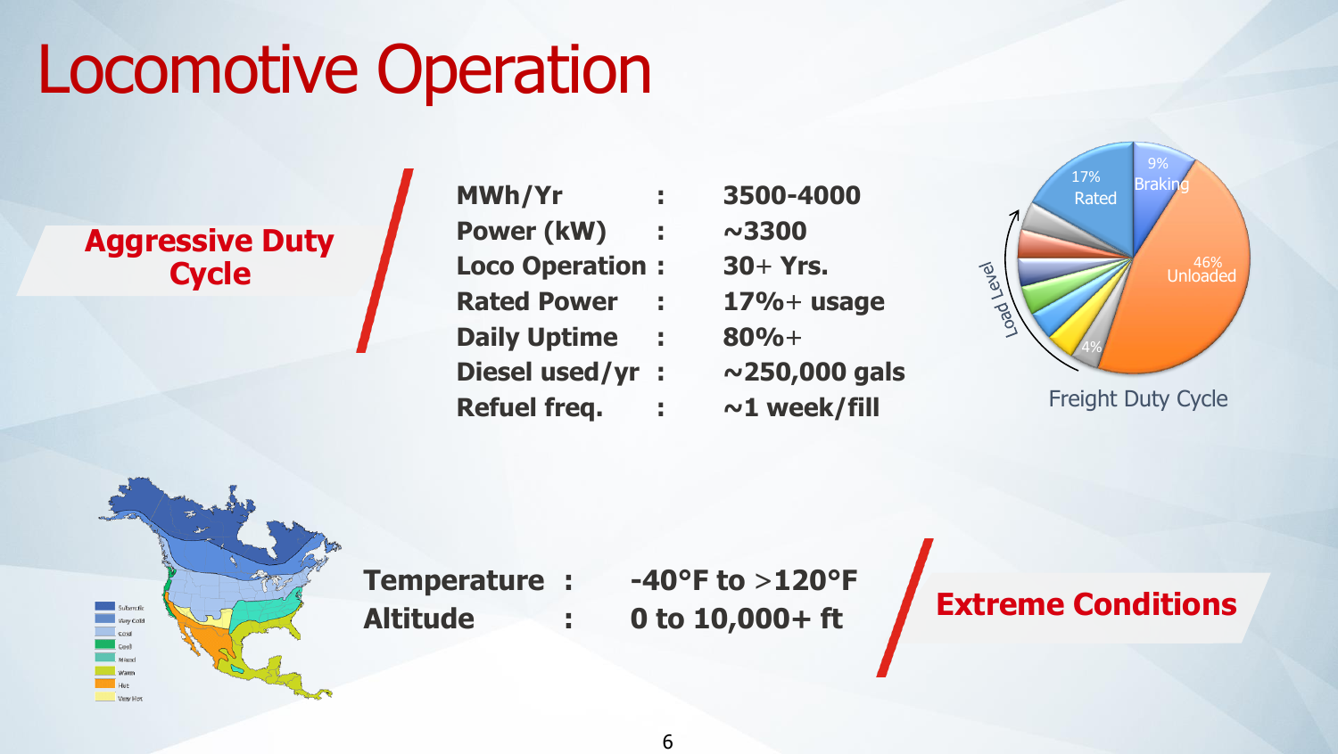# Locomotive Operation

**Aggressive Duty Cycle**

| | | |
|---|---|---|
| **MWh/Yr** | : | **3500-4000** |
| **Power (kW)** | : | **~3300** |
| **Loco Operation** | : | **30+ Yrs.** |
| **Rated Power** | : | **17%+ usage** |
| **Daily Uptime** | : | **80%+** |
| **Diesel used/yr** | : | **~250,000 gals** |
| **Refuel freq.** | : | **~1 week/fill** |

Freight Duty Cycle

**Extreme Conditions**

| | | |
|---|---|---|
| **Temperature** | : | **-40°F to >120°F** |
| **Altitude** | : | **0 to 10,000+ ft** |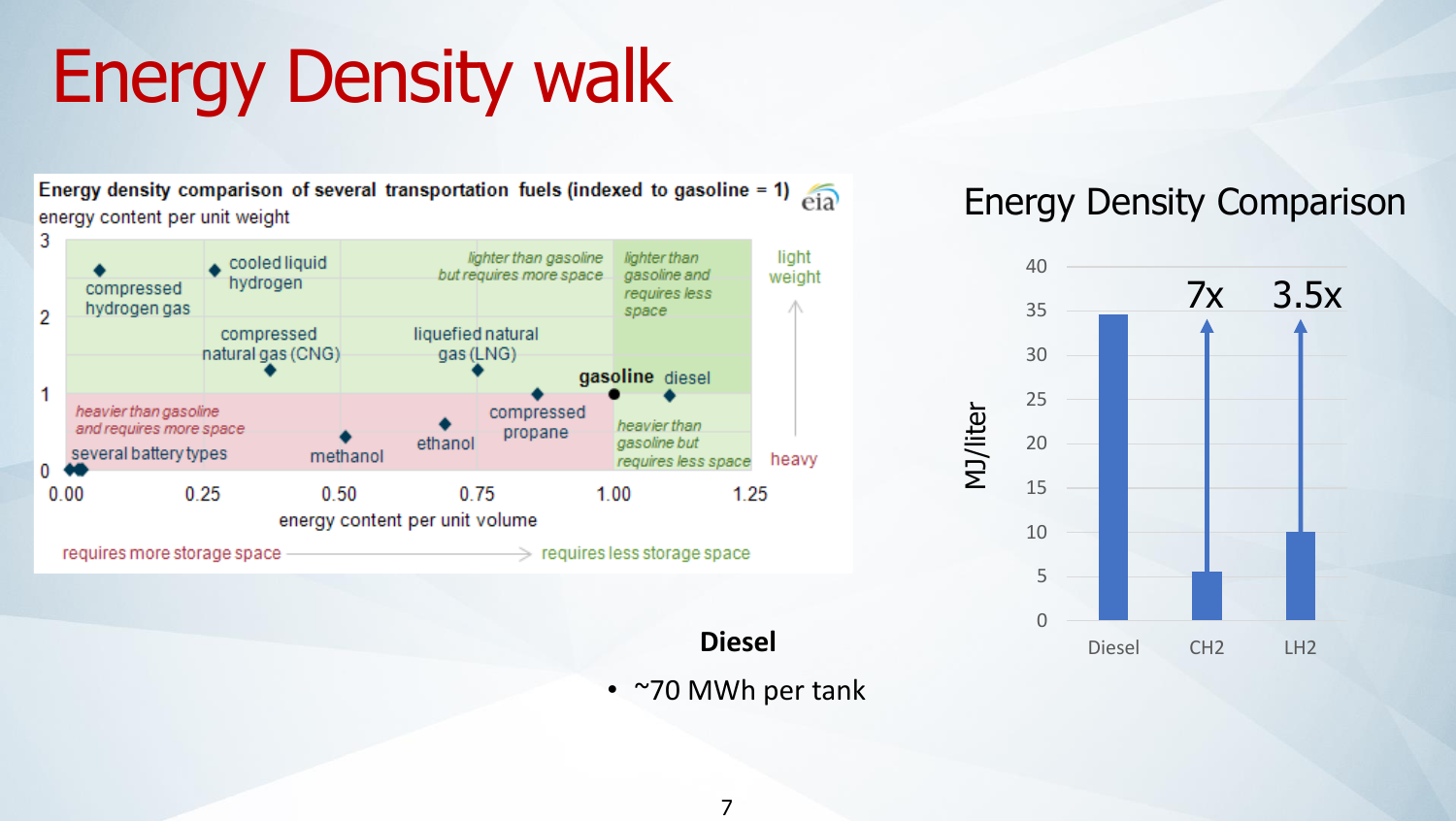# Energy Density walk

**Energy density comparison of several transportation fuels (indexed to gasoline = 1)**

energy content per unit weight

3
2
1
0

compressed hydrogen gas

cooled liquid hydrogen

compressed natural gas (CNG)

liquefied natural gas (LNG)

*lighter than gasoline but requires more space*

*lighter than gasoline and requires less space*

light weight

heavy

**gasoline**

diesel

compressed propane

ethanol

methanol

several battery types

*heavier than gasoline and requires more space*

*heavier than gasoline but requires less space*

0.00 0.25 0.50 0.75 1.00 1.25

energy content per unit volume

requires more storage space → requires less storage space

eia

## Energy Density Comparison

MJ/liter

0 5 10 15 20 25 30 35 40

Diesel CH2 LH2

7x

3.5x

**Diesel**

- ~70 MWh per tank